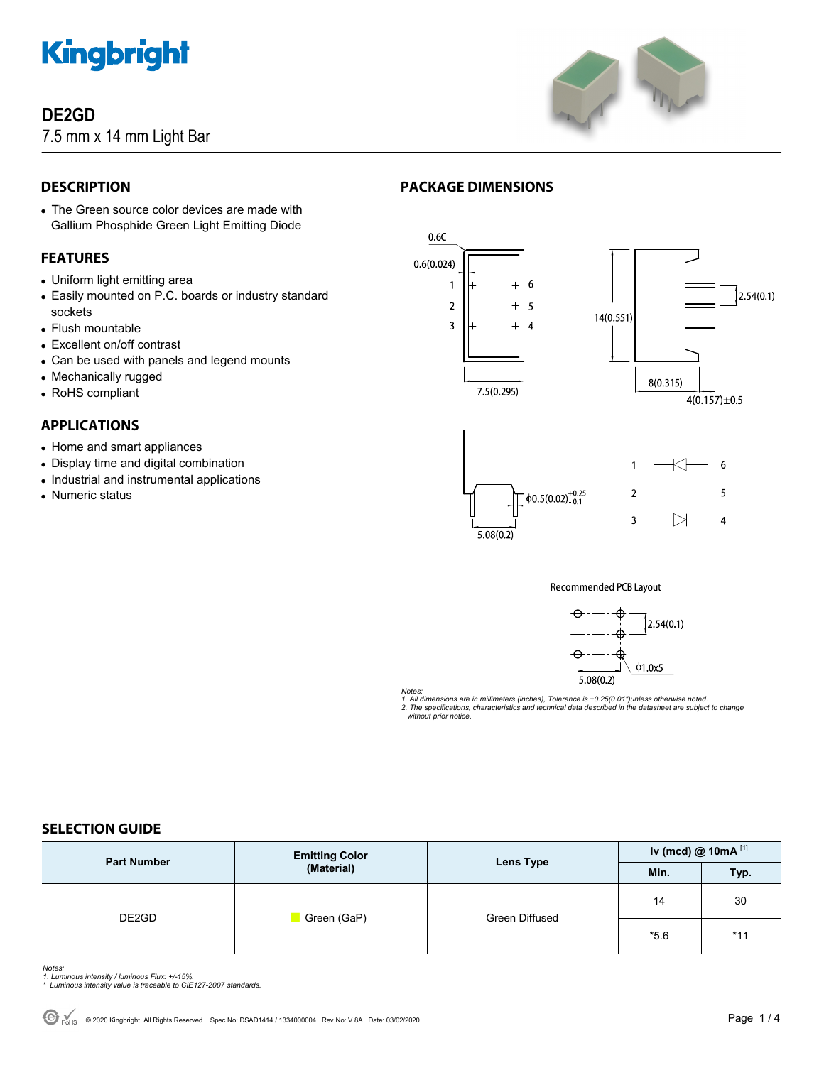# DE2GD

7.5 mm x 14 mm Light Bar

## DESCRIPTION

- The Green source color devices are made with Gallium Phosphide Green Light Emitting Diode

## FEATURES

- Uniform light emitting area
- Easily mounted on P.C. boards or industry standard sockets
- Flush mountable
- Excellent on/off contrast
- Can be used with panels and legend mounts
- Mechanically rugged
- RoHS compliant

## APPLICATIONS

- Home and smart appliances
- Display time and digital combination
- Industrial and instrumental applications
- Numeric status

## PACKAGE DIMENSIONS

0.6C
0.6(0.024)
1 2 3 6 5 4
7.5(0.295)
14(0.551)
2.54(0.1)
8(0.315)
4(0.157)±0.5
$\phi0.5(0.02)^{+0.25}_{-0.1}$
5.08(0.2)

Recommended PCB Layout
2.54(0.1)
$\phi1.0x5$
5.08(0.2)

*Notes:*
*1. All dimensions are in millimeters (inches), Tolerance is ±0.25(0.01")unless otherwise noted.*
*2. The specifications, characteristics and technical data described in the datasheet are subject to change without prior notice.*

## SELECTION GUIDE

| Part Number | Emitting Color (Material) | Lens Type | Iv (mcd) @ 10mA [1] | |
|---|---|---|---|---|
| | | | Min. | Typ. |
| DE2GD | Green (GaP) | Green Diffused | 14 | 30 |
| | | | *5.6 | *11 |

*Notes:*
*1. Luminous intensity / luminous Flux: +/-15%.*
*\* Luminous intensity value is traceable to CIE127-2007 standards.*

© 2020 Kingbright. All Rights Reserved. Spec No: DSAD1414 / 1334000004 Rev No: V.8A Date: 03/02/2020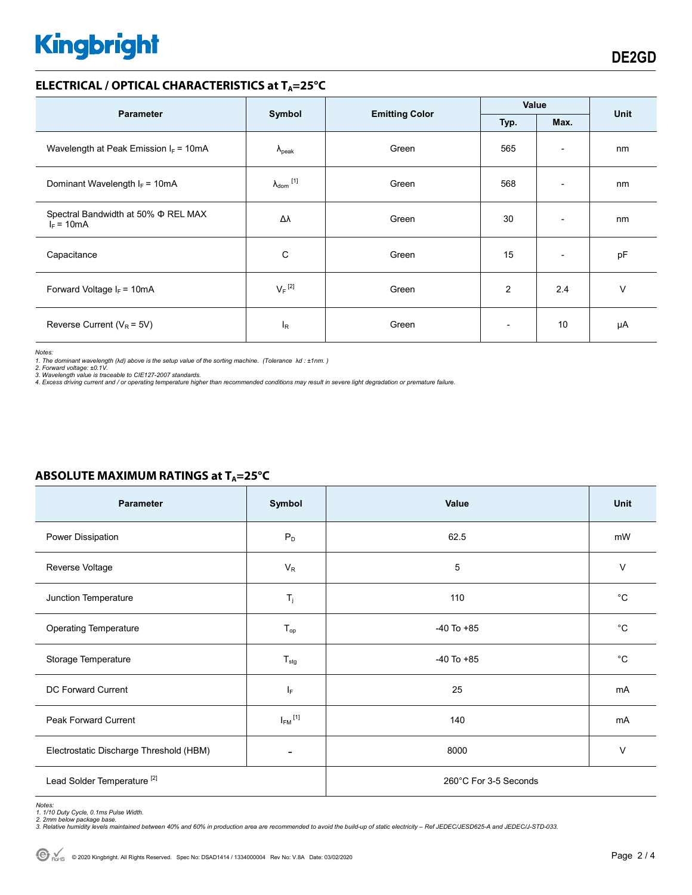## ELECTRICAL / OPTICAL CHARACTERISTICS at $T_A$=25°C

| Parameter | Symbol | Emitting Color | Value | | Unit |
|---|---|---|---|---|---|
| | | | Typ. | Max. | |
| Wavelength at Peak Emission $I_F$ = 10mA | $\lambda_{peak}$ | Green | 565 | - | nm |
| Dominant Wavelength $I_F$ = 10mA | $\lambda_{dom}$ [1] | Green | 568 | - | nm |
| Spectral Bandwidth at 50% Φ REL MAX $I_F$ = 10mA | Δλ | Green | 30 | - | nm |
| Capacitance | C | Green | 15 | - | pF |
| Forward Voltage $I_F$ = 10mA | $V_F$ [2] | Green | 2 | 2.4 | V |
| Reverse Current ($V_R$ = 5V) | $I_R$ | Green | - | 10 | µA |

*Notes:*
*1. The dominant wavelength (λd) above is the setup value of the sorting machine. (Tolerance λd : ±1nm. )*
*2. Forward voltage: ±0.1V.*
*3. Wavelength value is traceable to CIE127-2007 standards.*
*4. Excess driving current and / or operating temperature higher than recommended conditions may result in severe light degradation or premature failure.*

## ABSOLUTE MAXIMUM RATINGS at $T_A$=25°C

| Parameter | Symbol | Value | Unit |
|---|---|---|---|
| Power Dissipation | $P_D$ | 62.5 | mW |
| Reverse Voltage | $V_R$ | 5 | V |
| Junction Temperature | $T_j$ | 110 | °C |
| Operating Temperature | $T_{op}$ | -40 To +85 | °C |
| Storage Temperature | $T_{stg}$ | -40 To +85 | °C |
| DC Forward Current | $I_F$ | 25 | mA |
| Peak Forward Current | $I_{FM}$ [1] | 140 | mA |
| Electrostatic Discharge Threshold (HBM) | - | 8000 | V |
| Lead Solder Temperature [2] | | 260°C For 3-5 Seconds | |

*Notes:*
*1. 1/10 Duty Cycle, 0.1ms Pulse Width.*
*2. 2mm below package base.*
*3. Relative humidity levels maintained between 40% and 60% in production area are recommended to avoid the build-up of static electricity – Ref JEDEC/JESD625-A and JEDEC/J-STD-033.*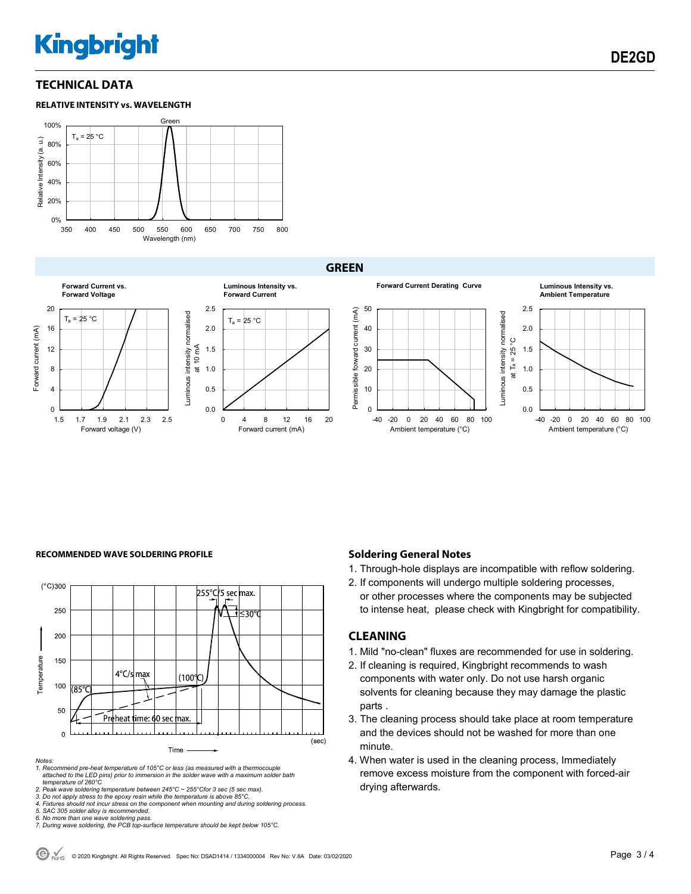## TECHNICAL DATA

### RELATIVE INTENSITY vs. WAVELENGTH

Green

$T_a$ = 25 °C

Relative Intensity (a. u.)

100%
80%
60%
40%
20%
0%

350 400 450 500 550 600 650 700 750 800

Wavelength (nm)

### GREEN

**Forward Current vs. Forward Voltage**

$T_a$ = 25 °C

Forward current (mA)

20 16 12 8 4 0

1.5 1.7 1.9 2.1 2.3 2.5

Forward voltage (V)

**Luminous Intensity vs. Forward Current**

$T_a$ = 25 °C

Luminous intensity normalised at 10 mA

2.5 2.0 1.5 1.0 0.5 0.0

0 4 8 12 16 20

Forward current (mA)

**Forward Current Derating Curve**

Permissible forward current (mA)

50 40 30 20 10 0

-40 -20 0 20 40 60 80 100

Ambient temperature (°C)

**Luminous Intensity vs. Ambient Temperature**

Luminous intensity normalised at $T_a$ = 25 °C

2.5 2.0 1.5 1.0 0.5 0.0

-40 -20 0 20 40 60 80 100

Ambient temperature (°C)

### RECOMMENDED WAVE SOLDERING PROFILE

(°C)300
250
200
150
100
50
0

Temperature

255°C/5 sec max.

≤30°C

4°C/s max

(100°C)

(85°C)

Preheat time: 60 sec max.

Time

(sec)

Notes:
1. Recommend pre-heat temperature of 105°C or less (as measured with a thermocouple attached to the LED pins) prior to immersion in the solder wave with a maximum solder bath temperature of 260°C
2. Peak wave soldering temperature between 245°C ~ 255°Cfor 3 sec (5 sec max).
3. Do not apply stress to the epoxy resin while the temperature is above 85°C.
4. Fixtures should not incur stress on the component when mounting and during soldering process.
5. SAC 305 solder alloy is recommended.
6. No more than one wave soldering pass.
7. During wave soldering, the PCB top-surface temperature should be kept below 105°C.

### Soldering General Notes

1. Through-hole displays are incompatible with reflow soldering.
2. If components will undergo multiple soldering processes, or other processes where the components may be subjected to intense heat, please check with Kingbright for compatibility.

## CLEANING

1. Mild "no-clean" fluxes are recommended for use in soldering.
2. If cleaning is required, Kingbright recommends to wash components with water only. Do not use harsh organic solvents for cleaning because they may damage the plastic parts .
3. The cleaning process should take place at room temperature and the devices should not be washed for more than one minute.
4. When water is used in the cleaning process, Immediately remove excess moisture from the component with forced-air drying afterwards.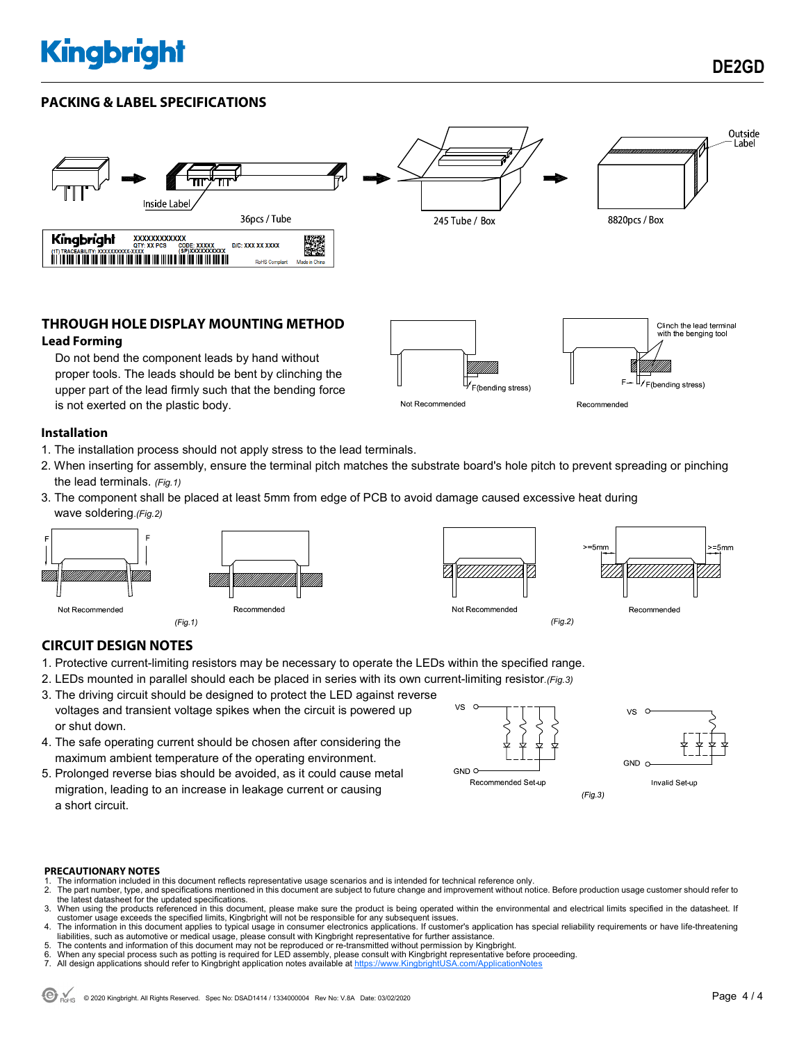## PACKING & LABEL SPECIFICATIONS

Inside Label

36pcs / Tube

245 Tube / Box

8820pcs / Box

Outside Label

Kingbright XXXXXXXXXXXX QTY: XX PCS CODE: XXXXX D/C: XXX XX XXXX (1T) TRACEABILITY: XXXXXXXXXX-XXXX (SP) XXXXXXXXXX RoHS Compliant Made in China

## THROUGH HOLE DISPLAY MOUNTING METHOD

### Lead Forming

Do not bend the component leads by hand without proper tools. The leads should be bent by clinching the upper part of the lead firmly such that the bending force is not exerted on the plastic body.

F(bending stress)

Not Recommended

Clinch the lead terminal with the benging tool

F

F(bending stress)

Recommended

### Installation

1. The installation process should not apply stress to the lead terminals.
2. When inserting for assembly, ensure the terminal pitch matches the substrate board's hole pitch to prevent spreading or pinching the lead terminals. *(Fig.1)*
3. The component shall be placed at least 5mm from edge of PCB to avoid damage caused excessive heat during wave soldering.*(Fig.2)*

F F

Not Recommended

Recommended

*(Fig.1)*

Not Recommended

>=5mm >=5mm

Recommended

*(Fig.2)*

## CIRCUIT DESIGN NOTES

1. Protective current-limiting resistors may be necessary to operate the LEDs within the specified range.
2. LEDs mounted in parallel should each be placed in series with its own current-limiting resistor.*(Fig.3)*
3. The driving circuit should be designed to protect the LED against reverse voltages and transient voltage spikes when the circuit is powered up or shut down.
4. The safe operating current should be chosen after considering the maximum ambient temperature of the operating environment.
5. Prolonged reverse bias should be avoided, as it could cause metal migration, leading to an increase in leakage current or causing a short circuit.

VS

GND

Recommended Set-up

VS

GND

Invalid Set-up

*(Fig.3)*

#### PRECAUTIONARY NOTES

1. The information included in this document reflects representative usage scenarios and is intended for technical reference only.
2. The part number, type, and specifications mentioned in this document are subject to future change and improvement without notice. Before production usage customer should refer to the latest datasheet for the updated specifications.
3. When using the products referenced in this document, please make sure the product is being operated within the environmental and electrical limits specified in the datasheet. If customer usage exceeds the specified limits, Kingbright will not be responsible for any subsequent issues.
4. The information in this document applies to typical usage in consumer electronics applications. If customer's application has special reliability requirements or have life-threatening liabilities, such as automotive or medical usage, please consult with Kingbright representative for further assistance.
5. The contents and information of this document may not be reproduced or re-transmitted without permission by Kingbright.
6. When any special process such as potting is required for LED assembly, please consult with Kingbright representative before proceeding.
7. All design applications should refer to Kingbright application notes available at https://www.KingbrightUSA.com/ApplicationNotes

© 2020 Kingbright. All Rights Reserved. Spec No: DSAD1414 / 1334000004 Rev No: V.8A Date: 03/02/2020